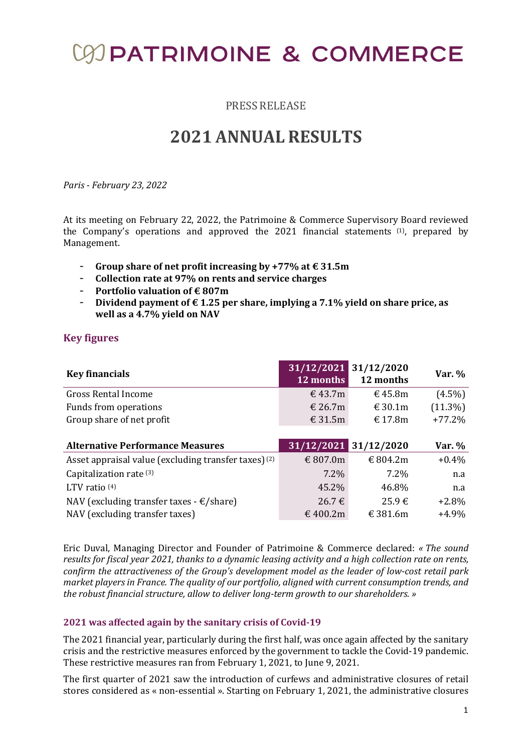# PATRIMOINE & COMMERCE

PRESS RELEASE

# 2021 ANNUAL RESULTS

*Paris - February 23, 2022*

At its meeting on February 22, 2022, the Patrimoine & Commerce Supervisory Board reviewed the Company's operations and approved the 2021 financial statements (1), prepared by Management.

- **Group share of net profit increasing by +77% at € 31.5m**
- **Collection rate at 97% on rents and service charges**
- **Portfolio valuation of € 807m**
- **Dividend payment of € 1.25 per share, implying a 7.1% yield on share price, as well as a 4.7% yield on NAV**

## Key figures

| Key financials | 31/12/2021 12 months | 31/12/2020 12 months | Var. % |
|---|---|---|---|
| Gross Rental Income | € 43.7m | € 45.8m | (4.5%) |
| Funds from operations | € 26.7m | € 30.1m | (11.3%) |
| Group share of net profit | € 31.5m | € 17.8m | +77.2% |

| Alternative Performance Measures | 31/12/2021 | 31/12/2020 | Var. % |
|---|---|---|---|
| Asset appraisal value (excluding transfer taxes) (2) | € 807.0m | € 804.2m | +0.4% |
| Capitalization rate (3) | 7.2% | 7.2% | n.a |
| LTV ratio (4) | 45.2% | 46.8% | n.a |
| NAV (excluding transfer taxes - €/share) | 26.7 € | 25.9 € | +2.8% |
| NAV (excluding transfer taxes) | € 400.2m | € 381.6m | +4.9% |

Eric Duval, Managing Director and Founder of Patrimoine & Commerce declared: *« The sound results for fiscal year 2021, thanks to a dynamic leasing activity and a high collection rate on rents, confirm the attractiveness of the Group's development model as the leader of low-cost retail park market players in France. The quality of our portfolio, aligned with current consumption trends, and the robust financial structure, allow to deliver long-term growth to our shareholders. »*

### 2021 was affected again by the sanitary crisis of Covid-19

The 2021 financial year, particularly during the first half, was once again affected by the sanitary crisis and the restrictive measures enforced by the government to tackle the Covid-19 pandemic. These restrictive measures ran from February 1, 2021, to June 9, 2021.

The first quarter of 2021 saw the introduction of curfews and administrative closures of retail stores considered as « non-essential ». Starting on February 1, 2021, the administrative closures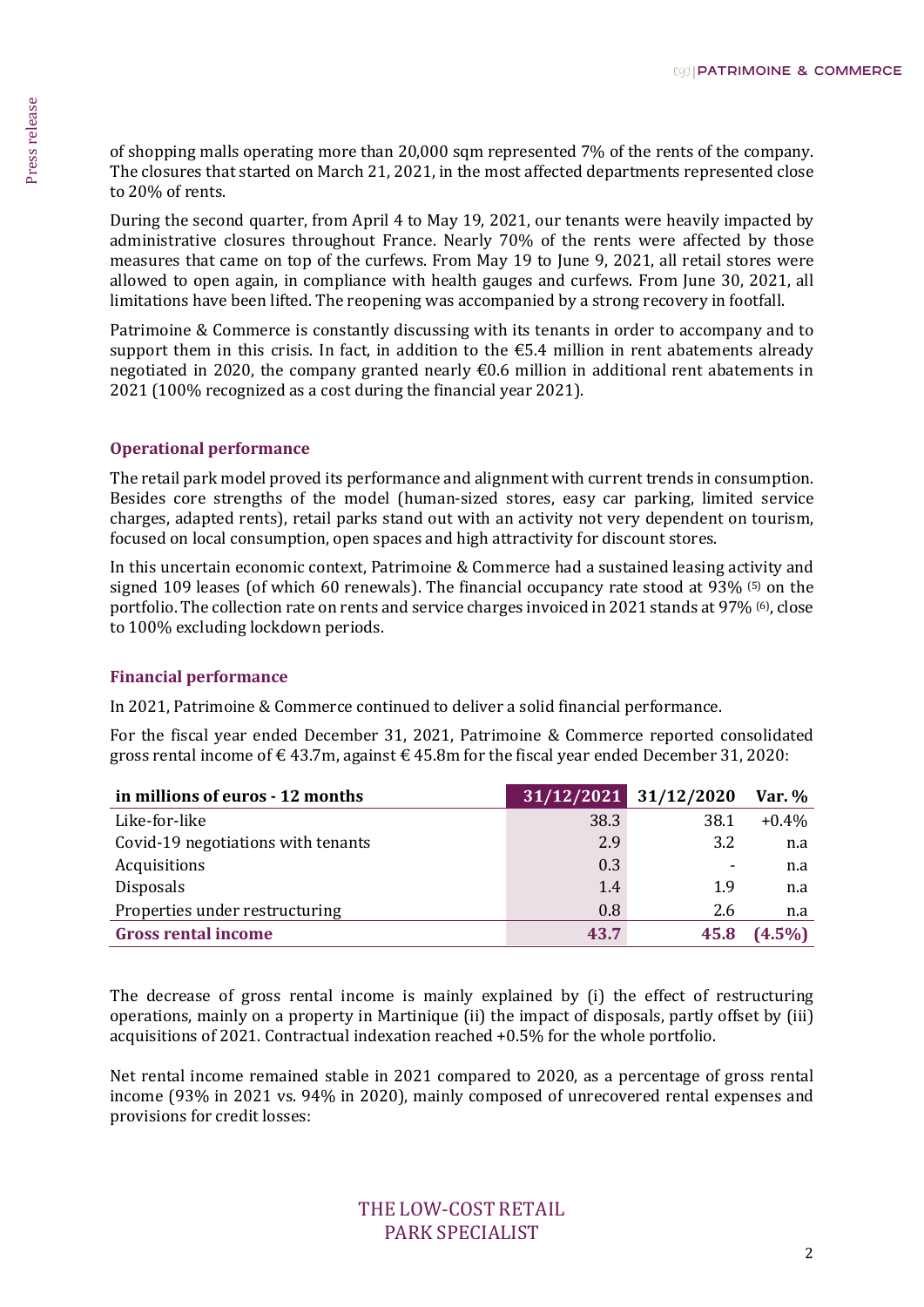of shopping malls operating more than 20,000 sqm represented 7% of the rents of the company. The closures that started on March 21, 2021, in the most affected departments represented close to 20% of rents.

During the second quarter, from April 4 to May 19, 2021, our tenants were heavily impacted by administrative closures throughout France. Nearly 70% of the rents were affected by those measures that came on top of the curfews. From May 19 to June 9, 2021, all retail stores were allowed to open again, in compliance with health gauges and curfews. From June 30, 2021, all limitations have been lifted. The reopening was accompanied by a strong recovery in footfall.

Patrimoine & Commerce is constantly discussing with its tenants in order to accompany and to support them in this crisis. In fact, in addition to the €5.4 million in rent abatements already negotiated in 2020, the company granted nearly €0.6 million in additional rent abatements in 2021 (100% recognized as a cost during the financial year 2021).

### Operational performance

The retail park model proved its performance and alignment with current trends in consumption. Besides core strengths of the model (human-sized stores, easy car parking, limited service charges, adapted rents), retail parks stand out with an activity not very dependent on tourism, focused on local consumption, open spaces and high attractivity for discount stores.

In this uncertain economic context, Patrimoine & Commerce had a sustained leasing activity and signed 109 leases (of which 60 renewals). The financial occupancy rate stood at 93% (5) on the portfolio. The collection rate on rents and service charges invoiced in 2021 stands at 97% (6), close to 100% excluding lockdown periods.

### Financial performance

In 2021, Patrimoine & Commerce continued to deliver a solid financial performance.

For the fiscal year ended December 31, 2021, Patrimoine & Commerce reported consolidated gross rental income of € 43.7m, against € 45.8m for the fiscal year ended December 31, 2020:

| in millions of euros - 12 months | 31/12/2021 | 31/12/2020 | Var. % |
|---|---|---|---|
| Like-for-like | 38.3 | 38.1 | +0.4% |
| Covid-19 negotiations with tenants | 2.9 | 3.2 | n.a |
| Acquisitions | 0.3 | - | n.a |
| Disposals | 1.4 | 1.9 | n.a |
| Properties under restructuring | 0.8 | 2.6 | n.a |
| **Gross rental income** | **43.7** | **45.8** | **(4.5%)** |

The decrease of gross rental income is mainly explained by (i) the effect of restructuring operations, mainly on a property in Martinique (ii) the impact of disposals, partly offset by (iii) acquisitions of 2021. Contractual indexation reached +0.5% for the whole portfolio.

Net rental income remained stable in 2021 compared to 2020, as a percentage of gross rental income (93% in 2021 vs. 94% in 2020), mainly composed of unrecovered rental expenses and provisions for credit losses: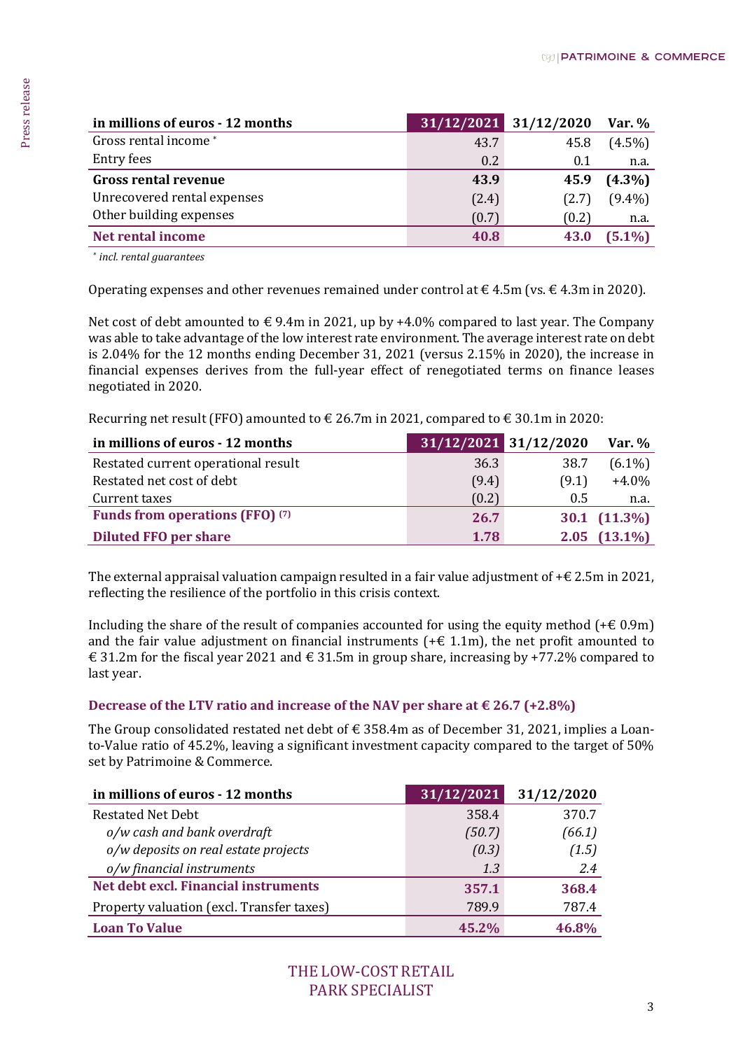| in millions of euros - 12 months | 31/12/2021 | 31/12/2020 | Var. % |
|---|---|---|---|
| Gross rental income * | 43.7 | 45.8 | (4.5%) |
| Entry fees | 0.2 | 0.1 | n.a. |
| **Gross rental revenue** | **43.9** | **45.9** | **(4.3%)** |
| Unrecovered rental expenses | (2.4) | (2.7) | (9.4%) |
| Other building expenses | (0.7) | (0.2) | n.a. |
| **Net rental income** | **40.8** | **43.0** | **(5.1%)** |

*\* incl. rental guarantees*

Operating expenses and other revenues remained under control at € 4.5m (vs. € 4.3m in 2020).

Net cost of debt amounted to € 9.4m in 2021, up by +4.0% compared to last year. The Company was able to take advantage of the low interest rate environment. The average interest rate on debt is 2.04% for the 12 months ending December 31, 2021 (versus 2.15% in 2020), the increase in financial expenses derives from the full-year effect of renegotiated terms on finance leases negotiated in 2020.

Recurring net result (FFO) amounted to € 26.7m in 2021, compared to € 30.1m in 2020:

| in millions of euros - 12 months | 31/12/2021 | 31/12/2020 | Var. % |
|---|---|---|---|
| Restated current operational result | 36.3 | 38.7 | (6.1%) |
| Restated net cost of debt | (9.4) | (9.1) | +4.0% |
| Current taxes | (0.2) | 0.5 | n.a. |
| **Funds from operations (FFO)** (7) | **26.7** | **30.1** | **(11.3%)** |
| **Diluted FFO per share** | **1.78** | **2.05** | **(13.1%)** |

The external appraisal valuation campaign resulted in a fair value adjustment of +€ 2.5m in 2021, reflecting the resilience of the portfolio in this crisis context.

Including the share of the result of companies accounted for using the equity method (+€ 0.9m) and the fair value adjustment on financial instruments (+€ 1.1m), the net profit amounted to € 31.2m for the fiscal year 2021 and € 31.5m in group share, increasing by +77.2% compared to last year.

### Decrease of the LTV ratio and increase of the NAV per share at € 26.7 (+2.8%)

The Group consolidated restated net debt of € 358.4m as of December 31, 2021, implies a Loan-to-Value ratio of 45.2%, leaving a significant investment capacity compared to the target of 50% set by Patrimoine & Commerce.

| in millions of euros - 12 months | 31/12/2021 | 31/12/2020 |
|---|---|---|
| Restated Net Debt | 358.4 | 370.7 |
| *o/w cash and bank overdraft* | *(50.7)* | *(66.1)* |
| *o/w deposits on real estate projects* | *(0.3)* | *(1.5)* |
| *o/w financial instruments* | *1.3* | *2.4* |
| **Net debt excl. Financial instruments** | **357.1** | **368.4** |
| Property valuation (excl. Transfer taxes) | 789.9 | 787.4 |
| **Loan To Value** | **45.2%** | **46.8%** |

THE LOW-COST RETAIL PARK SPECIALIST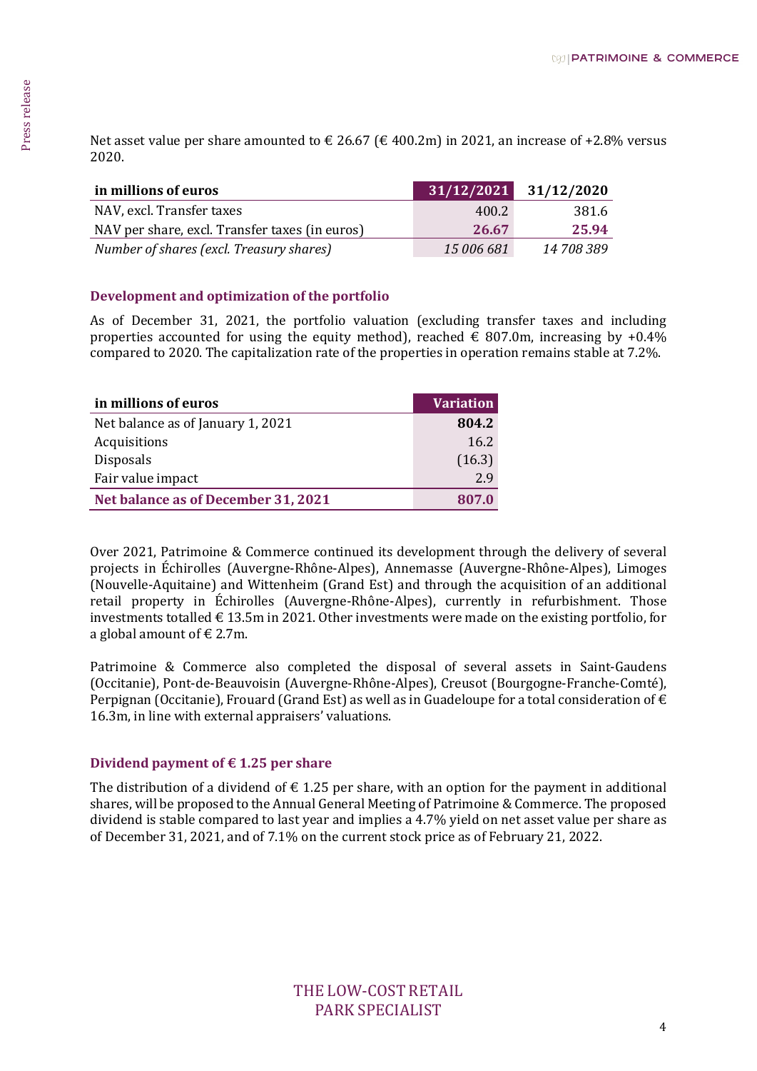Net asset value per share amounted to € 26.67 (€ 400.2m) in 2021, an increase of +2.8% versus 2020.

| in millions of euros | 31/12/2021 | 31/12/2020 |
| --- | --- | --- |
| NAV, excl. Transfer taxes | 400.2 | 381.6 |
| NAV per share, excl. Transfer taxes (in euros) | **26.67** | **25.94** |
| *Number of shares (excl. Treasury shares)* | *15 006 681* | *14 708 389* |

## Development and optimization of the portfolio

As of December 31, 2021, the portfolio valuation (excluding transfer taxes and including properties accounted for using the equity method), reached € 807.0m, increasing by +0.4% compared to 2020. The capitalization rate of the properties in operation remains stable at 7.2%.

| in millions of euros | Variation |
| --- | --- |
| Net balance as of January 1, 2021 | **804.2** |
| Acquisitions | 16.2 |
| Disposals | (16.3) |
| Fair value impact | 2.9 |
| **Net balance as of December 31, 2021** | **807.0** |

Over 2021, Patrimoine & Commerce continued its development through the delivery of several projects in Échirolles (Auvergne-Rhône-Alpes), Annemasse (Auvergne-Rhône-Alpes), Limoges (Nouvelle-Aquitaine) and Wittenheim (Grand Est) and through the acquisition of an additional retail property in Échirolles (Auvergne-Rhône-Alpes), currently in refurbishment. Those investments totalled € 13.5m in 2021. Other investments were made on the existing portfolio, for a global amount of € 2.7m.

Patrimoine & Commerce also completed the disposal of several assets in Saint-Gaudens (Occitanie), Pont-de-Beauvoisin (Auvergne-Rhône-Alpes), Creusot (Bourgogne-Franche-Comté), Perpignan (Occitanie), Frouard (Grand Est) as well as in Guadeloupe for a total consideration of € 16.3m, in line with external appraisers' valuations.

## Dividend payment of € 1.25 per share

The distribution of a dividend of € 1.25 per share, with an option for the payment in additional shares, will be proposed to the Annual General Meeting of Patrimoine & Commerce. The proposed dividend is stable compared to last year and implies a 4.7% yield on net asset value per share as of December 31, 2021, and of 7.1% on the current stock price as of February 21, 2022.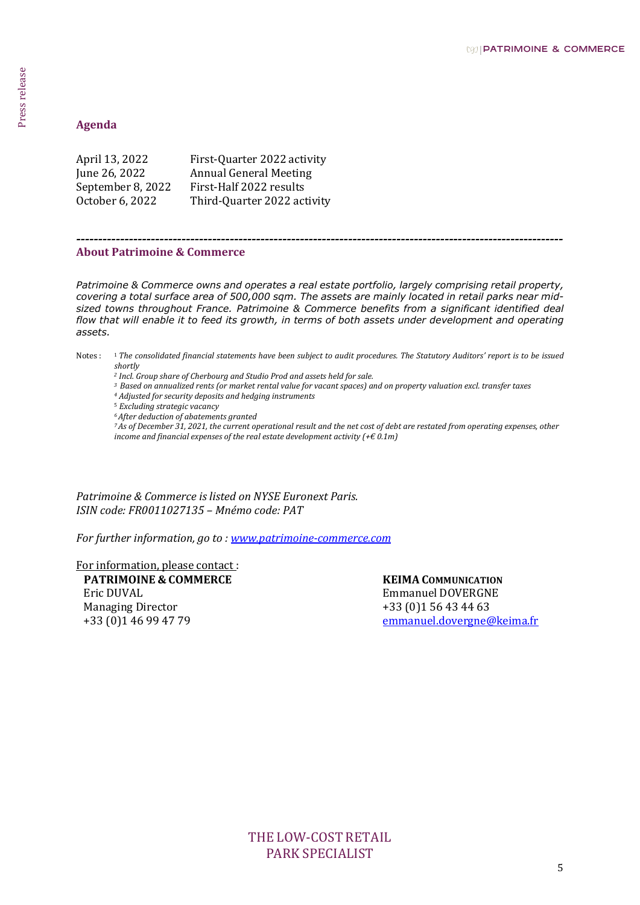## Agenda

| | |
|---|---|
| April 13, 2022 | First-Quarter 2022 activity |
| June 26, 2022 | Annual General Meeting |
| September 8, 2022 | First-Half 2022 results |
| October 6, 2022 | Third-Quarter 2022 activity |

---

## About Patrimoine & Commerce

*Patrimoine & Commerce owns and operates a real estate portfolio, largely comprising retail property, covering a total surface area of 500,000 sqm. The assets are mainly located in retail parks near mid-sized towns throughout France. Patrimoine & Commerce benefits from a significant identified deal flow that will enable it to feed its growth, in terms of both assets under development and operating assets.*

Notes :
[1] *The consolidated financial statements have been subject to audit procedures. The Statutory Auditors' report is to be issued shortly*
[2] *Incl. Group share of Cherbourg and Studio Prod and assets held for sale.*
[3] *Based on annualized rents (or market rental value for vacant spaces) and on property valuation excl. transfer taxes*
[4] *Adjusted for security deposits and hedging instruments*
[5] *Excluding strategic vacancy*
[6] *After deduction of abatements granted*
[7] *As of December 31, 2021, the current operational result and the net cost of debt are restated from operating expenses, other income and financial expenses of the real estate development activity (+€ 0.1m)*

*Patrimoine & Commerce is listed on NYSE Euronext Paris.*
*ISIN code: FR0011027135 – Mnémo code: PAT*

*For further information, go to : [www.patrimoine-commerce.com](http://www.patrimoine-commerce.com)*

For information, please contact :

**PATRIMOINE & COMMERCE**
Eric DUVAL
Managing Director
+33 (0)1 46 99 47 79

**KEIMA COMMUNICATION**
Emmanuel DOVERGNE
+33 (0)1 56 43 44 63
[emmanuel.dovergne@keima.fr](mailto:emmanuel.dovergne@keima.fr)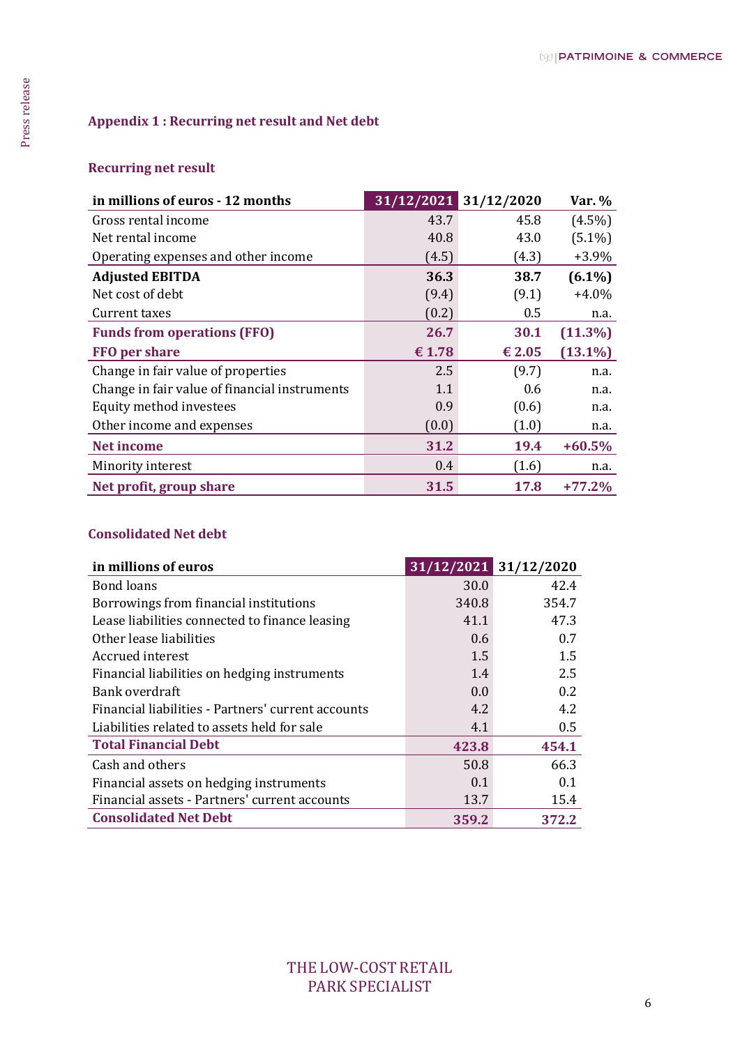## Appendix 1 : Recurring net result and Net debt

### Recurring net result

| in millions of euros - 12 months | 31/12/2021 | 31/12/2020 | Var. % |
|---|---|---|---|
| Gross rental income | 43.7 | 45.8 | (4.5%) |
| Net rental income | 40.8 | 43.0 | (5.1%) |
| Operating expenses and other income | (4.5) | (4.3) | +3.9% |
| **Adjusted EBITDA** | **36.3** | **38.7** | **(6.1%)** |
| Net cost of debt | (9.4) | (9.1) | +4.0% |
| Current taxes | (0.2) | 0.5 | n.a. |
| **Funds from operations (FFO)** | **26.7** | **30.1** | **(11.3%)** |
| **FFO per share** | **€ 1.78** | **€ 2.05** | **(13.1%)** |
| Change in fair value of properties | 2.5 | (9.7) | n.a. |
| Change in fair value of financial instruments | 1.1 | 0.6 | n.a. |
| Equity method investees | 0.9 | (0.6) | n.a. |
| Other income and expenses | (0.0) | (1.0) | n.a. |
| **Net income** | **31.2** | **19.4** | **+60.5%** |
| Minority interest | 0.4 | (1.6) | n.a. |
| **Net profit, group share** | **31.5** | **17.8** | **+77.2%** |

### Consolidated Net debt

| in millions of euros | 31/12/2021 | 31/12/2020 |
|---|---|---|
| Bond loans | 30.0 | 42.4 |
| Borrowings from financial institutions | 340.8 | 354.7 |
| Lease liabilities connected to finance leasing | 41.1 | 47.3 |
| Other lease liabilities | 0.6 | 0.7 |
| Accrued interest | 1.5 | 1.5 |
| Financial liabilities on hedging instruments | 1.4 | 2.5 |
| Bank overdraft | 0.0 | 0.2 |
| Financial liabilities - Partners' current accounts | 4.2 | 4.2 |
| Liabilities related to assets held for sale | 4.1 | 0.5 |
| **Total Financial Debt** | **423.8** | **454.1** |
| Cash and others | 50.8 | 66.3 |
| Financial assets on hedging instruments | 0.1 | 0.1 |
| Financial assets - Partners' current accounts | 13.7 | 15.4 |
| **Consolidated Net Debt** | **359.2** | **372.2** |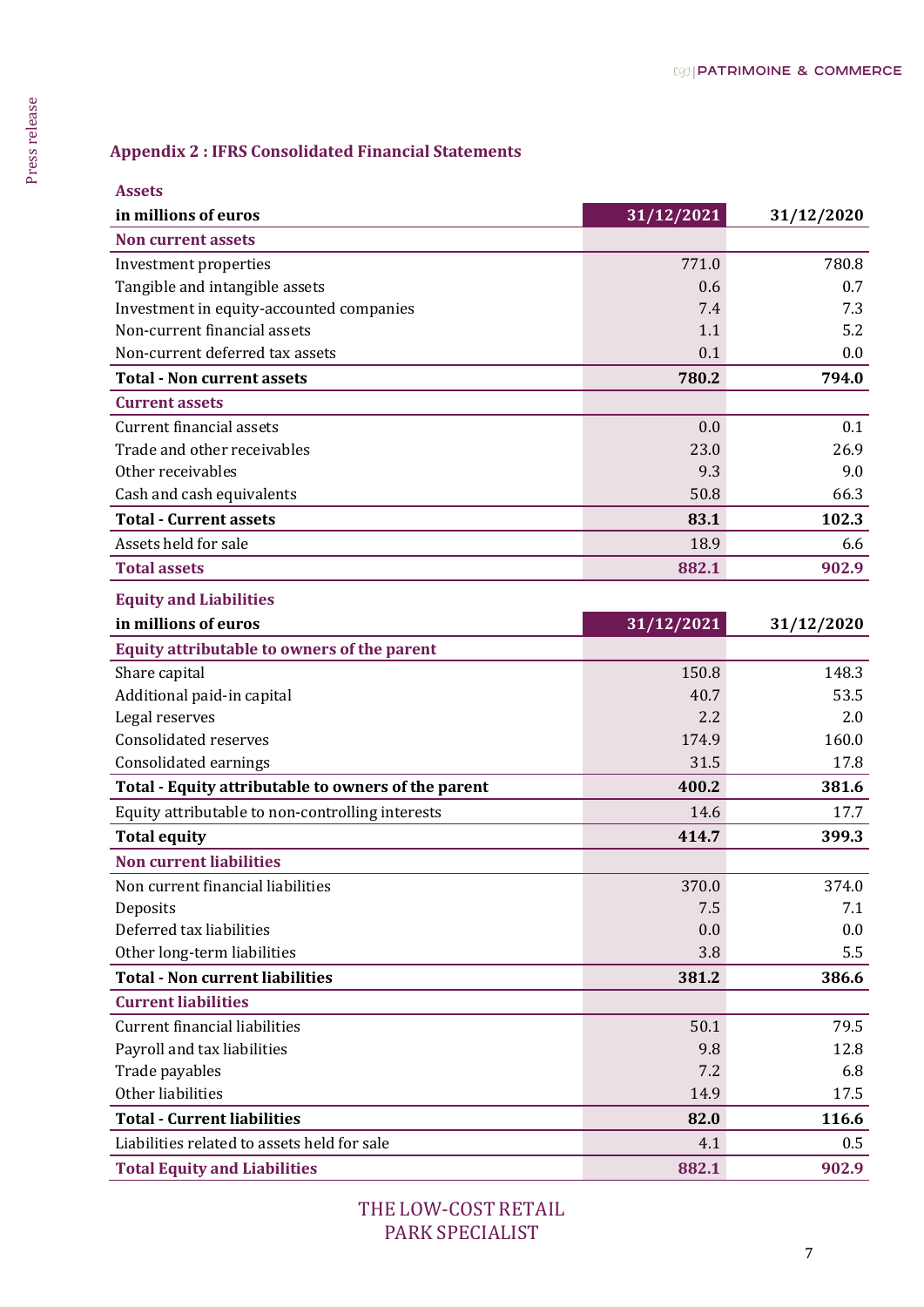## Appendix 2 : IFRS Consolidated Financial Statements

### Assets

| in millions of euros | 31/12/2021 | 31/12/2020 |
|---|---|---|
| **Non current assets** | | |
| Investment properties | 771.0 | 780.8 |
| Tangible and intangible assets | 0.6 | 0.7 |
| Investment in equity-accounted companies | 7.4 | 7.3 |
| Non-current financial assets | 1.1 | 5.2 |
| Non-current deferred tax assets | 0.1 | 0.0 |
| **Total - Non current assets** | **780.2** | **794.0** |
| **Current assets** | | |
| Current financial assets | 0.0 | 0.1 |
| Trade and other receivables | 23.0 | 26.9 |
| Other receivables | 9.3 | 9.0 |
| Cash and cash equivalents | 50.8 | 66.3 |
| **Total - Current assets** | **83.1** | **102.3** |
| Assets held for sale | 18.9 | 6.6 |
| **Total assets** | **882.1** | **902.9** |

### Equity and Liabilities

| in millions of euros | 31/12/2021 | 31/12/2020 |
|---|---|---|
| **Equity attributable to owners of the parent** | | |
| Share capital | 150.8 | 148.3 |
| Additional paid-in capital | 40.7 | 53.5 |
| Legal reserves | 2.2 | 2.0 |
| Consolidated reserves | 174.9 | 160.0 |
| Consolidated earnings | 31.5 | 17.8 |
| **Total - Equity attributable to owners of the parent** | **400.2** | **381.6** |
| Equity attributable to non-controlling interests | 14.6 | 17.7 |
| **Total equity** | **414.7** | **399.3** |
| **Non current liabilities** | | |
| Non current financial liabilities | 370.0 | 374.0 |
| Deposits | 7.5 | 7.1 |
| Deferred tax liabilities | 0.0 | 0.0 |
| Other long-term liabilities | 3.8 | 5.5 |
| **Total - Non current liabilities** | **381.2** | **386.6** |
| **Current liabilities** | | |
| Current financial liabilities | 50.1 | 79.5 |
| Payroll and tax liabilities | 9.8 | 12.8 |
| Trade payables | 7.2 | 6.8 |
| Other liabilities | 14.9 | 17.5 |
| **Total - Current liabilities** | **82.0** | **116.6** |
| Liabilities related to assets held for sale | 4.1 | 0.5 |
| **Total Equity and Liabilities** | **882.1** | **902.9** |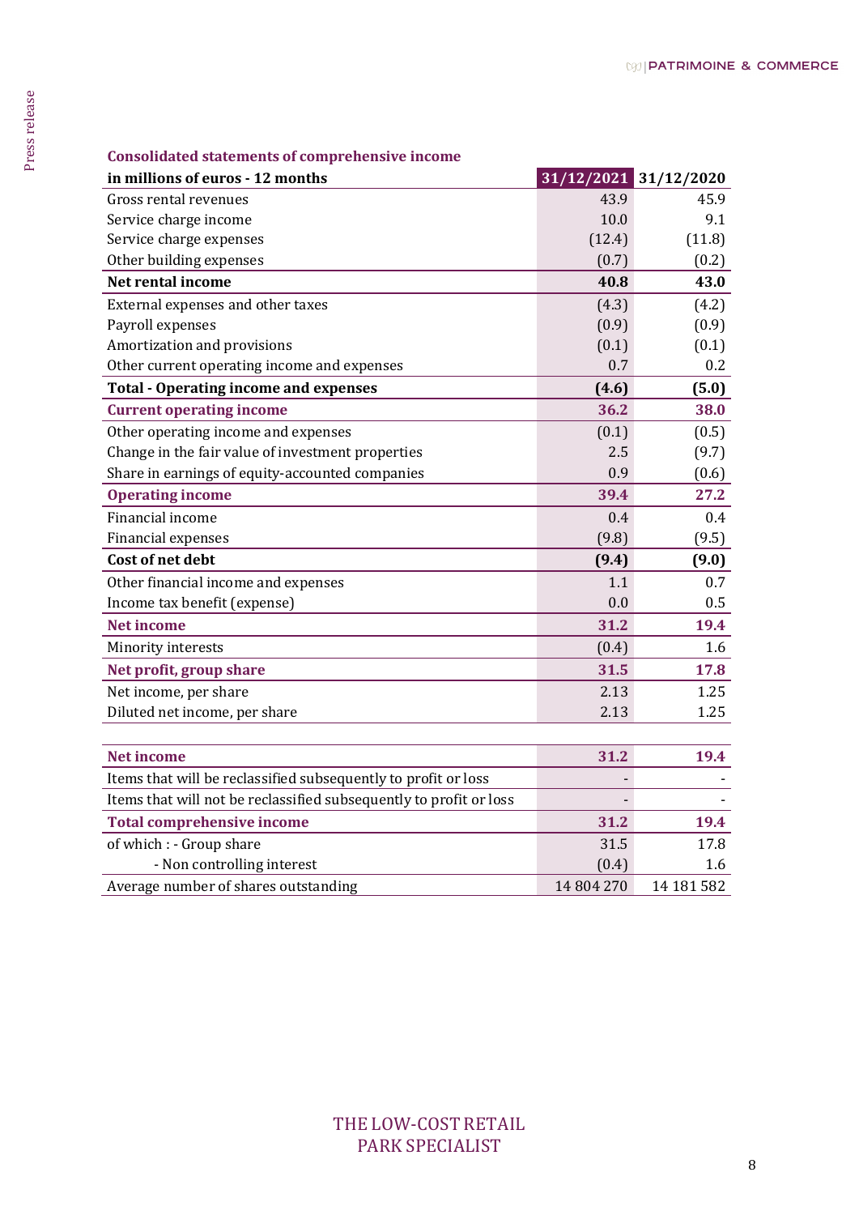**Consolidated statements of comprehensive income**

| in millions of euros - 12 months | 31/12/2021 | 31/12/2020 |
|---|---|---|
| Gross rental revenues | 43.9 | 45.9 |
| Service charge income | 10.0 | 9.1 |
| Service charge expenses | (12.4) | (11.8) |
| Other building expenses | (0.7) | (0.2) |
| **Net rental income** | **40.8** | **43.0** |
| External expenses and other taxes | (4.3) | (4.2) |
| Payroll expenses | (0.9) | (0.9) |
| Amortization and provisions | (0.1) | (0.1) |
| Other current operating income and expenses | 0.7 | 0.2 |
| **Total - Operating income and expenses** | **(4.6)** | **(5.0)** |
| **Current operating income** | **36.2** | **38.0** |
| Other operating income and expenses | (0.1) | (0.5) |
| Change in the fair value of investment properties | 2.5 | (9.7) |
| Share in earnings of equity-accounted companies | 0.9 | (0.6) |
| **Operating income** | **39.4** | **27.2** |
| Financial income | 0.4 | 0.4 |
| Financial expenses | (9.8) | (9.5) |
| **Cost of net debt** | **(9.4)** | **(9.0)** |
| Other financial income and expenses | 1.1 | 0.7 |
| Income tax benefit (expense) | 0.0 | 0.5 |
| **Net income** | **31.2** | **19.4** |
| Minority interests | (0.4) | 1.6 |
| **Net profit, group share** | **31.5** | **17.8** |
| Net income, per share | 2.13 | 1.25 |
| Diluted net income, per share | 2.13 | 1.25 |

| | | |
|---|---|---|
| **Net income** | **31.2** | **19.4** |
| Items that will be reclassified subsequently to profit or loss | - | - |
| Items that will not be reclassified subsequently to profit or loss | - | - |
| **Total comprehensive income** | **31.2** | **19.4** |
| of which : - Group share | 31.5 | 17.8 |
| - Non controlling interest | (0.4) | 1.6 |
| Average number of shares outstanding | 14 804 270 | 14 181 582 |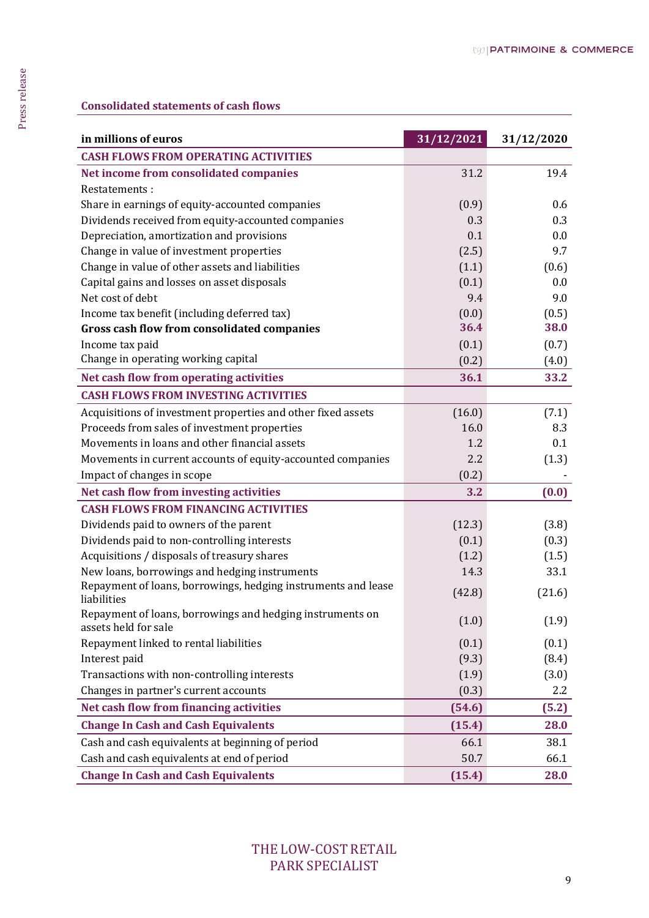## Consolidated statements of cash flows

| in millions of euros | 31/12/2021 | 31/12/2020 |
|---|---|---|
| **CASH FLOWS FROM OPERATING ACTIVITIES** | | |
| **Net income from consolidated companies** | 31.2 | 19.4 |
| Restatements : | | |
| Share in earnings of equity-accounted companies | (0.9) | 0.6 |
| Dividends received from equity-accounted companies | 0.3 | 0.3 |
| Depreciation, amortization and provisions | 0.1 | 0.0 |
| Change in value of investment properties | (2.5) | 9.7 |
| Change in value of other assets and liabilities | (1.1) | (0.6) |
| Capital gains and losses on asset disposals | (0.1) | 0.0 |
| Net cost of debt | 9.4 | 9.0 |
| Income tax benefit (including deferred tax) | (0.0) | (0.5) |
| **Gross cash flow from consolidated companies** | **36.4** | **38.0** |
| Income tax paid | (0.1) | (0.7) |
| Change in operating working capital | (0.2) | (4.0) |
| **Net cash flow from operating activities** | **36.1** | **33.2** |
| **CASH FLOWS FROM INVESTING ACTIVITIES** | | |
| Acquisitions of investment properties and other fixed assets | (16.0) | (7.1) |
| Proceeds from sales of investment properties | 16.0 | 8.3 |
| Movements in loans and other financial assets | 1.2 | 0.1 |
| Movements in current accounts of equity-accounted companies | 2.2 | (1.3) |
| Impact of changes in scope | (0.2) | - |
| **Net cash flow from investing activities** | **3.2** | **(0.0)** |
| **CASH FLOWS FROM FINANCING ACTIVITIES** | | |
| Dividends paid to owners of the parent | (12.3) | (3.8) |
| Dividends paid to non-controlling interests | (0.1) | (0.3) |
| Acquisitions / disposals of treasury shares | (1.2) | (1.5) |
| New loans, borrowings and hedging instruments | 14.3 | 33.1 |
| Repayment of loans, borrowings, hedging instruments and lease liabilities | (42.8) | (21.6) |
| Repayment of loans, borrowings and hedging instruments on assets held for sale | (1.0) | (1.9) |
| Repayment linked to rental liabilities | (0.1) | (0.1) |
| Interest paid | (9.3) | (8.4) |
| Transactions with non-controlling interests | (1.9) | (3.0) |
| Changes in partner's current accounts | (0.3) | 2.2 |
| **Net cash flow from financing activities** | **(54.6)** | **(5.2)** |
| **Change In Cash and Cash Equivalents** | **(15.4)** | **28.0** |
| Cash and cash equivalents at beginning of period | 66.1 | 38.1 |
| Cash and cash equivalents at end of period | 50.7 | 66.1 |
| **Change In Cash and Cash Equivalents** | **(15.4)** | **28.0** |